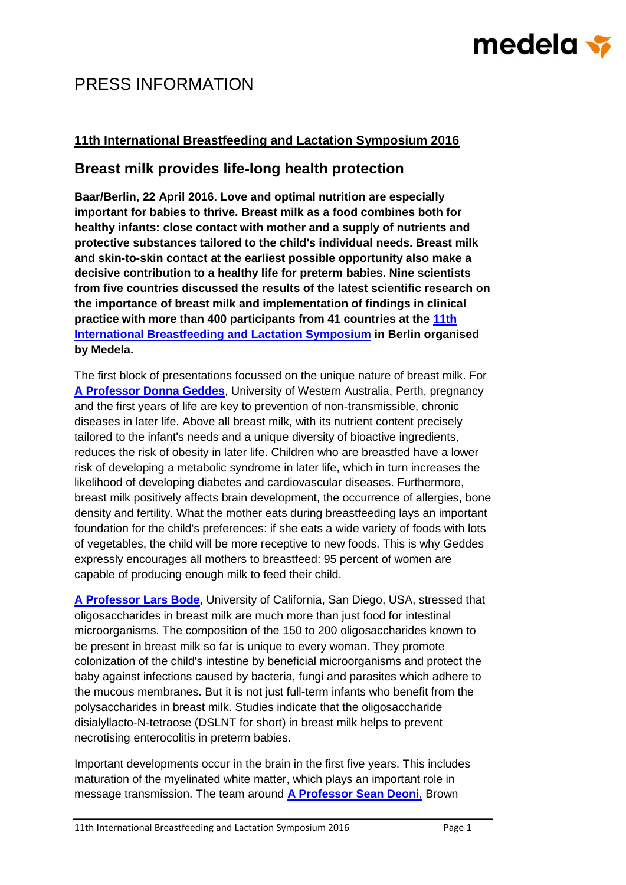# PRESS INFORMATION

**11th International Breastfeeding and Lactation Symposium 2016**

## Breast milk provides life-long health protection

**Baar/Berlin, 22 April 2016. Love and optimal nutrition are especially important for babies to thrive. Breast milk as a food combines both for healthy infants: close contact with mother and a supply of nutrients and protective substances tailored to the child's individual needs. Breast milk and skin-to-skin contact at the earliest possible opportunity also make a decisive contribution to a healthy life for preterm babies. Nine scientists from five countries discussed the results of the latest scientific research on the importance of breast milk and implementation of findings in clinical practice with more than 400 participants from 41 countries at the 11th International Breastfeeding and Lactation Symposium in Berlin organised by Medela.**

The first block of presentations focussed on the unique nature of breast milk. For **A Professor Donna Geddes**, University of Western Australia, Perth, pregnancy and the first years of life are key to prevention of non-transmissible, chronic diseases in later life. Above all breast milk, with its nutrient content precisely tailored to the infant's needs and a unique diversity of bioactive ingredients, reduces the risk of obesity in later life. Children who are breastfed have a lower risk of developing a metabolic syndrome in later life, which in turn increases the likelihood of developing diabetes and cardiovascular diseases. Furthermore, breast milk positively affects brain development, the occurrence of allergies, bone density and fertility. What the mother eats during breastfeeding lays an important foundation for the child's preferences: if she eats a wide variety of foods with lots of vegetables, the child will be more receptive to new foods. This is why Geddes expressly encourages all mothers to breastfeed: 95 percent of women are capable of producing enough milk to feed their child.

**A Professor Lars Bode**, University of California, San Diego, USA, stressed that oligosaccharides in breast milk are much more than just food for intestinal microorganisms. The composition of the 150 to 200 oligosaccharides known to be present in breast milk so far is unique to every woman. They promote colonization of the child's intestine by beneficial microorganisms and protect the baby against infections caused by bacteria, fungi and parasites which adhere to the mucous membranes. But it is not just full-term infants who benefit from the polysaccharides in breast milk. Studies indicate that the oligosaccharide disialyllacto-N-tetraose (DSLNT for short) in breast milk helps to prevent necrotising enterocolitis in preterm babies.

Important developments occur in the brain in the first five years. This includes maturation of the myelinated white matter, which plays an important role in message transmission. The team around **A Professor Sean Deoni**, Brown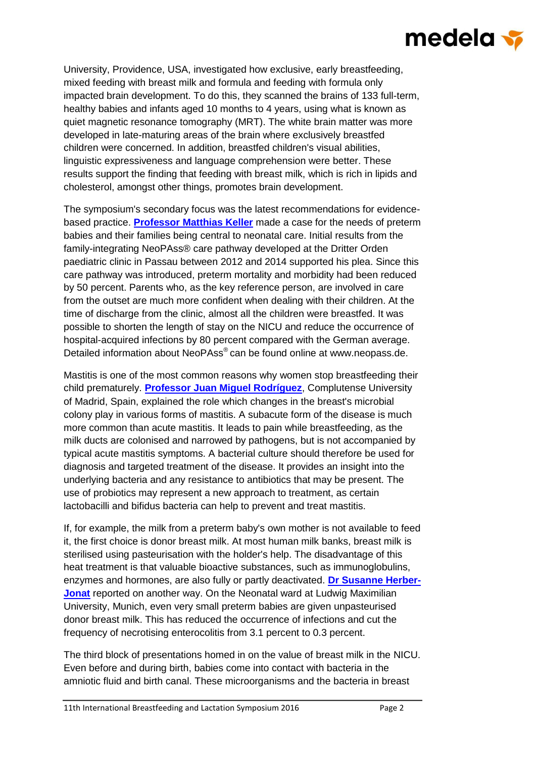University, Providence, USA, investigated how exclusive, early breastfeeding, mixed feeding with breast milk and formula and feeding with formula only impacted brain development. To do this, they scanned the brains of 133 full-term, healthy babies and infants aged 10 months to 4 years, using what is known as quiet magnetic resonance tomography (MRT). The white brain matter was more developed in late-maturing areas of the brain where exclusively breastfed children were concerned. In addition, breastfed children's visual abilities, linguistic expressiveness and language comprehension were better. These results support the finding that feeding with breast milk, which is rich in lipids and cholesterol, amongst other things, promotes brain development.

The symposium's secondary focus was the latest recommendations for evidence-based practice. **Professor Matthias Keller** made a case for the needs of preterm babies and their families being central to neonatal care. Initial results from the family-integrating NeoPAss® care pathway developed at the Dritter Orden paediatric clinic in Passau between 2012 and 2014 supported his plea. Since this care pathway was introduced, preterm mortality and morbidity had been reduced by 50 percent. Parents who, as the key reference person, are involved in care from the outset are much more confident when dealing with their children. At the time of discharge from the clinic, almost all the children were breastfed. It was possible to shorten the length of stay on the NICU and reduce the occurrence of hospital-acquired infections by 80 percent compared with the German average. Detailed information about NeoPAss® can be found online at www.neopass.de.

Mastitis is one of the most common reasons why women stop breastfeeding their child prematurely. **Professor Juan Miguel Rodríguez**, Complutense University of Madrid, Spain, explained the role which changes in the breast's microbial colony play in various forms of mastitis. A subacute form of the disease is much more common than acute mastitis. It leads to pain while breastfeeding, as the milk ducts are colonised and narrowed by pathogens, but is not accompanied by typical acute mastitis symptoms. A bacterial culture should therefore be used for diagnosis and targeted treatment of the disease. It provides an insight into the underlying bacteria and any resistance to antibiotics that may be present. The use of probiotics may represent a new approach to treatment, as certain lactobacilli and bifidus bacteria can help to prevent and treat mastitis.

If, for example, the milk from a preterm baby's own mother is not available to feed it, the first choice is donor breast milk. At most human milk banks, breast milk is sterilised using pasteurisation with the holder's help. The disadvantage of this heat treatment is that valuable bioactive substances, such as immunoglobulins, enzymes and hormones, are also fully or partly deactivated. **Dr Susanne Herber-Jonat** reported on another way. On the Neonatal ward at Ludwig Maximilian University, Munich, even very small preterm babies are given unpasteurised donor breast milk. This has reduced the occurrence of infections and cut the frequency of necrotising enterocolitis from 3.1 percent to 0.3 percent.

The third block of presentations homed in on the value of breast milk in the NICU. Even before and during birth, babies come into contact with bacteria in the amniotic fluid and birth canal. These microorganisms and the bacteria in breast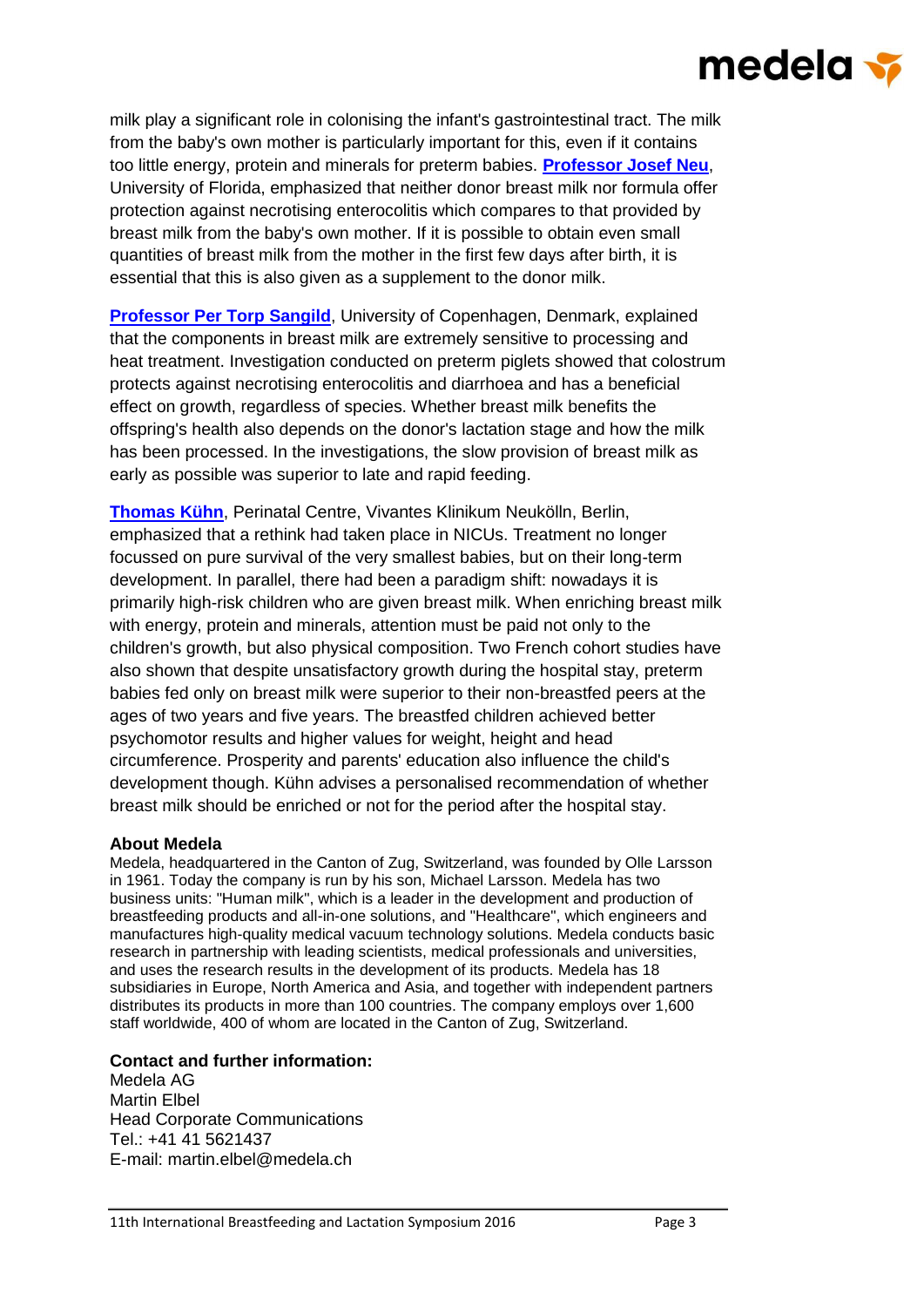milk play a significant role in colonising the infant's gastrointestinal tract. The milk from the baby's own mother is particularly important for this, even if it contains too little energy, protein and minerals for preterm babies. **Professor Josef Neu**, University of Florida, emphasized that neither donor breast milk nor formula offer protection against necrotising enterocolitis which compares to that provided by breast milk from the baby's own mother. If it is possible to obtain even small quantities of breast milk from the mother in the first few days after birth, it is essential that this is also given as a supplement to the donor milk.

**Professor Per Torp Sangild**, University of Copenhagen, Denmark, explained that the components in breast milk are extremely sensitive to processing and heat treatment. Investigation conducted on preterm piglets showed that colostrum protects against necrotising enterocolitis and diarrhoea and has a beneficial effect on growth, regardless of species. Whether breast milk benefits the offspring's health also depends on the donor's lactation stage and how the milk has been processed. In the investigations, the slow provision of breast milk as early as possible was superior to late and rapid feeding.

**Thomas Kühn**, Perinatal Centre, Vivantes Klinikum Neukölln, Berlin, emphasized that a rethink had taken place in NICUs. Treatment no longer focussed on pure survival of the very smallest babies, but on their long-term development. In parallel, there had been a paradigm shift: nowadays it is primarily high-risk children who are given breast milk. When enriching breast milk with energy, protein and minerals, attention must be paid not only to the children's growth, but also physical composition. Two French cohort studies have also shown that despite unsatisfactory growth during the hospital stay, preterm babies fed only on breast milk were superior to their non-breastfed peers at the ages of two years and five years. The breastfed children achieved better psychomotor results and higher values for weight, height and head circumference. Prosperity and parents' education also influence the child's development though. Kühn advises a personalised recommendation of whether breast milk should be enriched or not for the period after the hospital stay.

**About Medela**

Medela, headquartered in the Canton of Zug, Switzerland, was founded by Olle Larsson in 1961. Today the company is run by his son, Michael Larsson. Medela has two business units: "Human milk", which is a leader in the development and production of breastfeeding products and all-in-one solutions, and "Healthcare", which engineers and manufactures high-quality medical vacuum technology solutions. Medela conducts basic research in partnership with leading scientists, medical professionals and universities, and uses the research results in the development of its products. Medela has 18 subsidiaries in Europe, North America and Asia, and together with independent partners distributes its products in more than 100 countries. The company employs over 1,600 staff worldwide, 400 of whom are located in the Canton of Zug, Switzerland.

**Contact and further information:**

Medela AG
Martin Elbel
Head Corporate Communications
Tel.: +41 41 5621437
E-mail: martin.elbel@medela.ch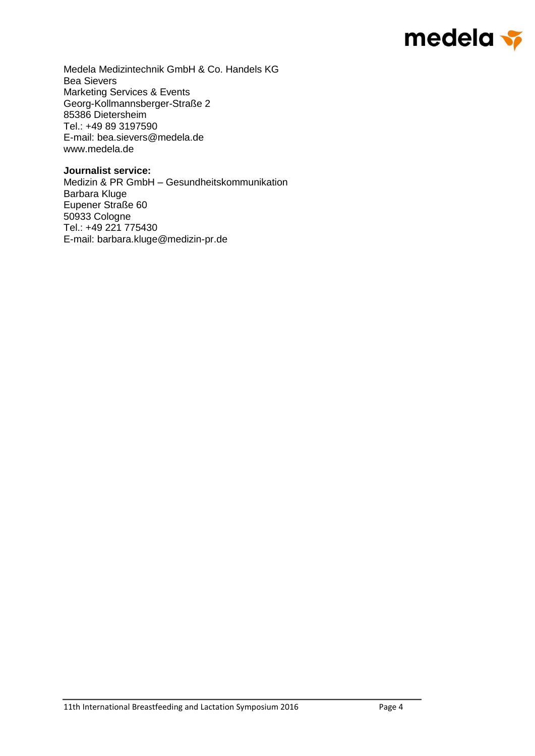Medela Medizintechnik GmbH & Co. Handels KG
Bea Sievers
Marketing Services & Events
Georg-Kollmannsberger-Straße 2
85386 Dietersheim
Tel.: +49 89 3197590
E-mail: bea.sievers@medela.de
www.medela.de

**Journalist service:**
Medizin & PR GmbH – Gesundheitskommunikation
Barbara Kluge
Eupener Straße 60
50933 Cologne
Tel.: +49 221 775430
E-mail: barbara.kluge@medizin-pr.de